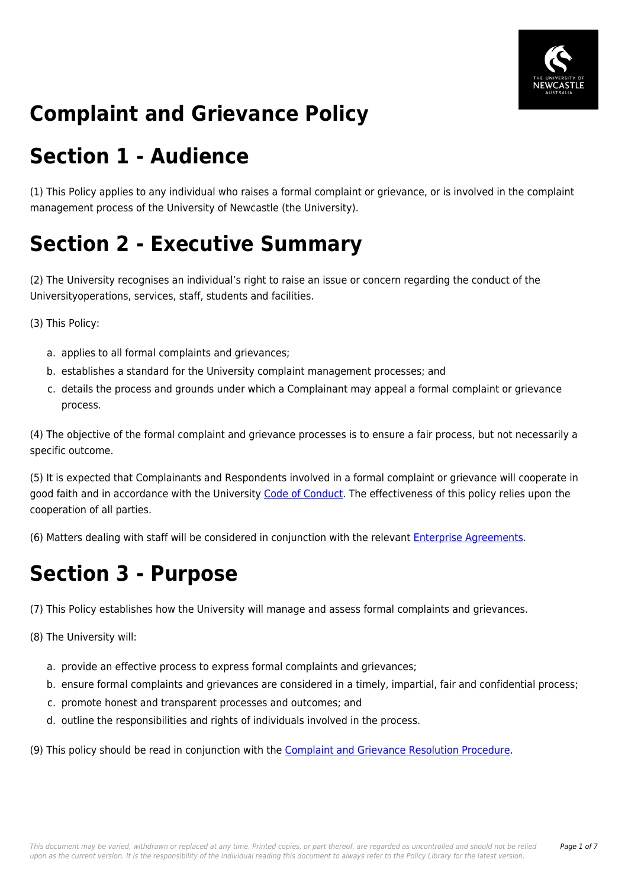# Complaint and Grievance Policy

# Section 1 - Audience

(1) This Policy applies to any individual who raises a formal complaint or grievance, or is involved in the complaint management process of the University of Newcastle (the University).

# Section 2 - Executive Summary

(2) The University recognises an individual's right to raise an issue or concern regarding the conduct of the Universityoperations, services, staff, students and facilities.

(3) This Policy:

a. applies to all formal complaints and grievances;
b. establishes a standard for the University complaint management processes; and
c. details the process and grounds under which a Complainant may appeal a formal complaint or grievance process.

(4) The objective of the formal complaint and grievance processes is to ensure a fair process, but not necessarily a specific outcome.

(5) It is expected that Complainants and Respondents involved in a formal complaint or grievance will cooperate in good faith and in accordance with the University Code of Conduct. The effectiveness of this policy relies upon the cooperation of all parties.

(6) Matters dealing with staff will be considered in conjunction with the relevant Enterprise Agreements.

# Section 3 - Purpose

(7) This Policy establishes how the University will manage and assess formal complaints and grievances.

(8) The University will:

a. provide an effective process to express formal complaints and grievances;
b. ensure formal complaints and grievances are considered in a timely, impartial, fair and confidential process;
c. promote honest and transparent processes and outcomes; and
d. outline the responsibilities and rights of individuals involved in the process.

(9) This policy should be read in conjunction with the Complaint and Grievance Resolution Procedure.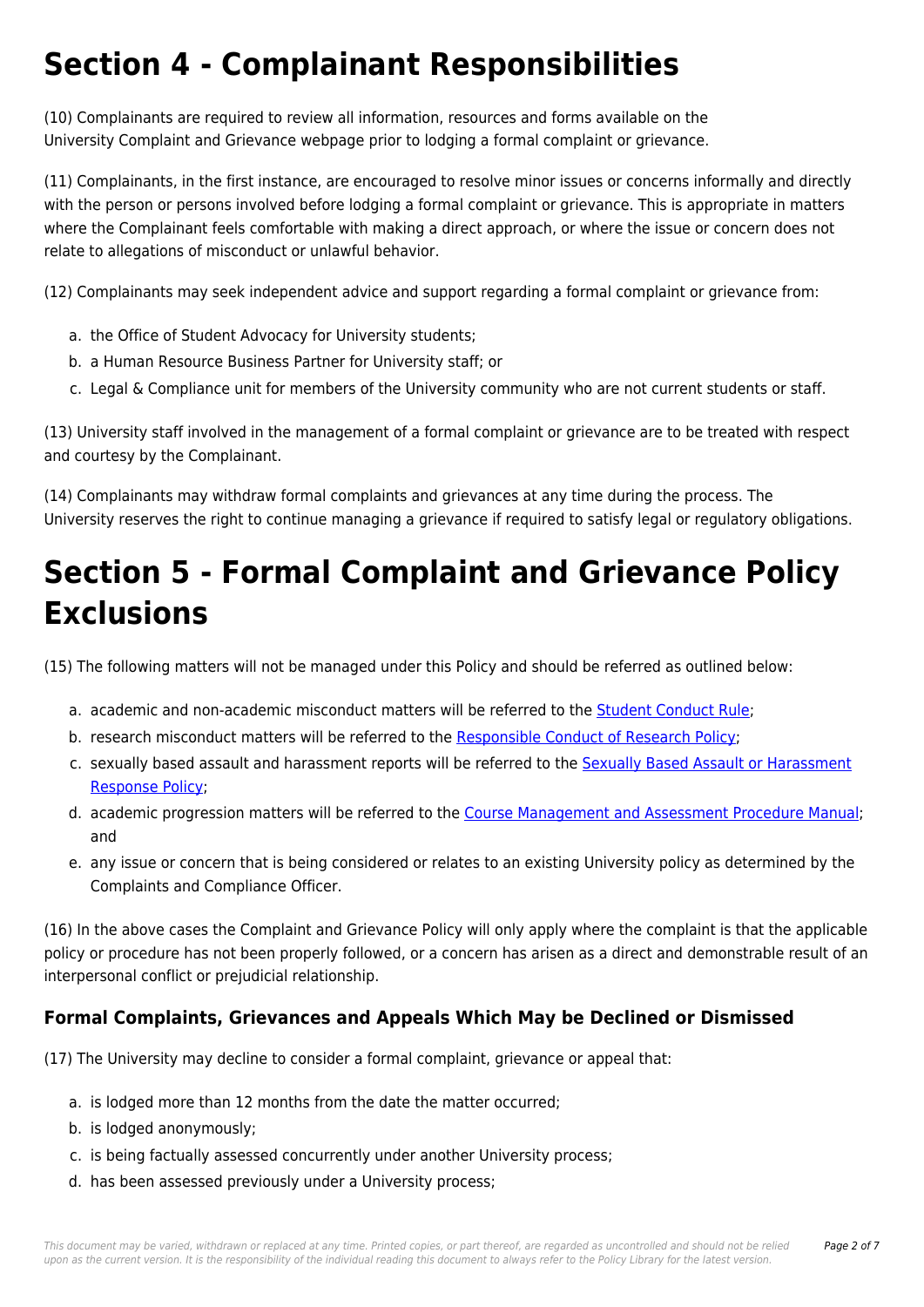# Section 4 - Complainant Responsibilities

(10) Complainants are required to review all information, resources and forms available on the University Complaint and Grievance webpage prior to lodging a formal complaint or grievance.

(11) Complainants, in the first instance, are encouraged to resolve minor issues or concerns informally and directly with the person or persons involved before lodging a formal complaint or grievance. This is appropriate in matters where the Complainant feels comfortable with making a direct approach, or where the issue or concern does not relate to allegations of misconduct or unlawful behavior.

(12) Complainants may seek independent advice and support regarding a formal complaint or grievance from:

a. the Office of Student Advocacy for University students;
b. a Human Resource Business Partner for University staff; or
c. Legal & Compliance unit for members of the University community who are not current students or staff.

(13) University staff involved in the management of a formal complaint or grievance are to be treated with respect and courtesy by the Complainant.

(14) Complainants may withdraw formal complaints and grievances at any time during the process. The University reserves the right to continue managing a grievance if required to satisfy legal or regulatory obligations.

# Section 5 - Formal Complaint and Grievance Policy Exclusions

(15) The following matters will not be managed under this Policy and should be referred as outlined below:

a. academic and non-academic misconduct matters will be referred to the Student Conduct Rule;
b. research misconduct matters will be referred to the Responsible Conduct of Research Policy;
c. sexually based assault and harassment reports will be referred to the Sexually Based Assault or Harassment Response Policy;
d. academic progression matters will be referred to the Course Management and Assessment Procedure Manual; and
e. any issue or concern that is being considered or relates to an existing University policy as determined by the Complaints and Compliance Officer.

(16) In the above cases the Complaint and Grievance Policy will only apply where the complaint is that the applicable policy or procedure has not been properly followed, or a concern has arisen as a direct and demonstrable result of an interpersonal conflict or prejudicial relationship.

### Formal Complaints, Grievances and Appeals Which May be Declined or Dismissed

(17) The University may decline to consider a formal complaint, grievance or appeal that:

a. is lodged more than 12 months from the date the matter occurred;
b. is lodged anonymously;
c. is being factually assessed concurrently under another University process;
d. has been assessed previously under a University process;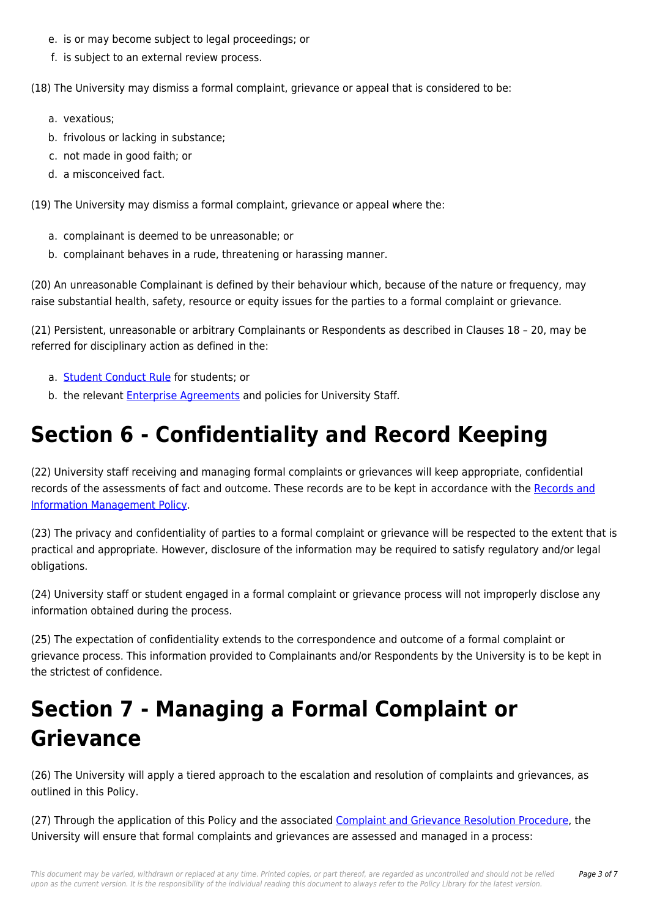e. is or may become subject to legal proceedings; or
f. is subject to an external review process.

(18) The University may dismiss a formal complaint, grievance or appeal that is considered to be:

a. vexatious;
b. frivolous or lacking in substance;
c. not made in good faith; or
d. a misconceived fact.

(19) The University may dismiss a formal complaint, grievance or appeal where the:

a. complainant is deemed to be unreasonable; or
b. complainant behaves in a rude, threatening or harassing manner.

(20) An unreasonable Complainant is defined by their behaviour which, because of the nature or frequency, may raise substantial health, safety, resource or equity issues for the parties to a formal complaint or grievance.

(21) Persistent, unreasonable or arbitrary Complainants or Respondents as described in Clauses 18 – 20, may be referred for disciplinary action as defined in the:

a. Student Conduct Rule for students; or
b. the relevant Enterprise Agreements and policies for University Staff.

# Section 6 - Confidentiality and Record Keeping

(22) University staff receiving and managing formal complaints or grievances will keep appropriate, confidential records of the assessments of fact and outcome. These records are to be kept in accordance with the Records and Information Management Policy.

(23) The privacy and confidentiality of parties to a formal complaint or grievance will be respected to the extent that is practical and appropriate. However, disclosure of the information may be required to satisfy regulatory and/or legal obligations.

(24) University staff or student engaged in a formal complaint or grievance process will not improperly disclose any information obtained during the process.

(25) The expectation of confidentiality extends to the correspondence and outcome of a formal complaint or grievance process. This information provided to Complainants and/or Respondents by the University is to be kept in the strictest of confidence.

# Section 7 - Managing a Formal Complaint or Grievance

(26) The University will apply a tiered approach to the escalation and resolution of complaints and grievances, as outlined in this Policy.

(27) Through the application of this Policy and the associated Complaint and Grievance Resolution Procedure, the University will ensure that formal complaints and grievances are assessed and managed in a process: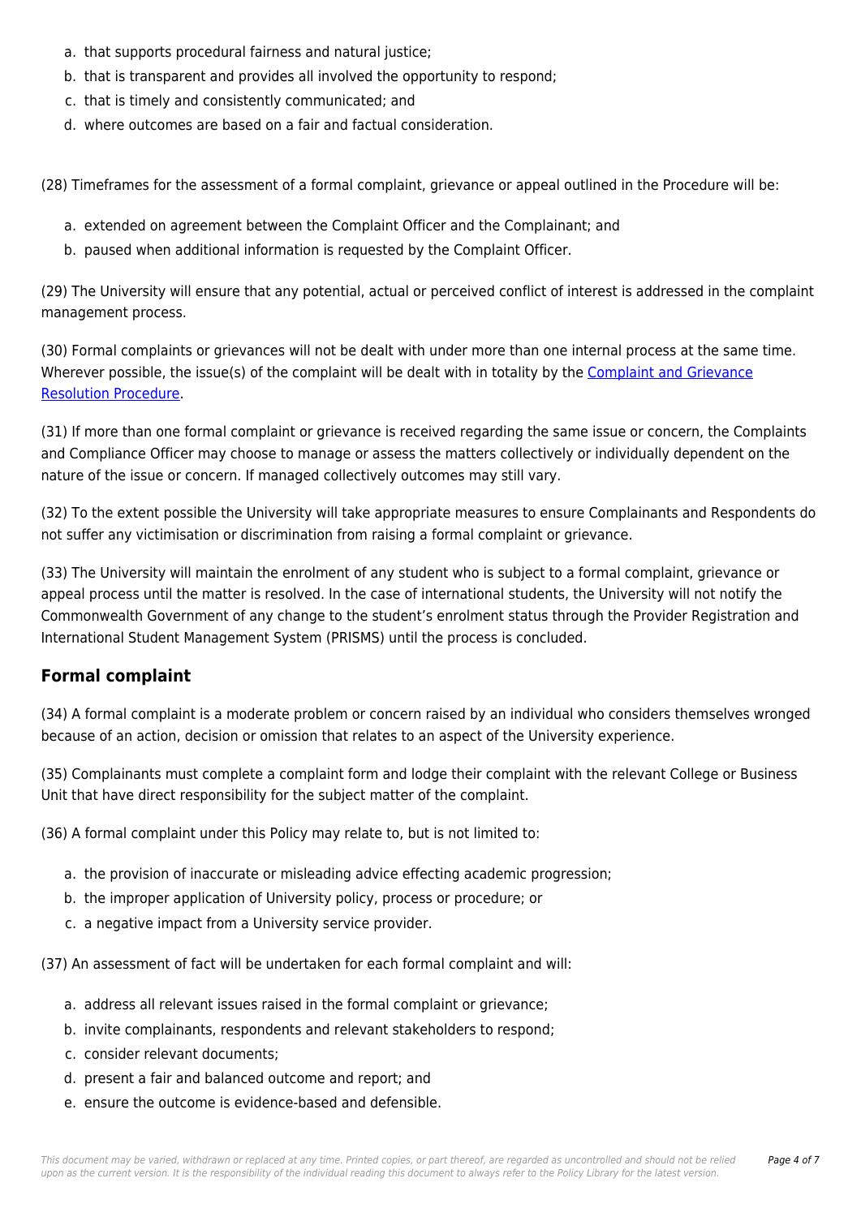a. that supports procedural fairness and natural justice;
b. that is transparent and provides all involved the opportunity to respond;
c. that is timely and consistently communicated; and
d. where outcomes are based on a fair and factual consideration.

(28) Timeframes for the assessment of a formal complaint, grievance or appeal outlined in the Procedure will be:

a. extended on agreement between the Complaint Officer and the Complainant; and
b. paused when additional information is requested by the Complaint Officer.

(29) The University will ensure that any potential, actual or perceived conflict of interest is addressed in the complaint management process.

(30) Formal complaints or grievances will not be dealt with under more than one internal process at the same time. Wherever possible, the issue(s) of the complaint will be dealt with in totality by the Complaint and Grievance Resolution Procedure.

(31) If more than one formal complaint or grievance is received regarding the same issue or concern, the Complaints and Compliance Officer may choose to manage or assess the matters collectively or individually dependent on the nature of the issue or concern. If managed collectively outcomes may still vary.

(32) To the extent possible the University will take appropriate measures to ensure Complainants and Respondents do not suffer any victimisation or discrimination from raising a formal complaint or grievance.

(33) The University will maintain the enrolment of any student who is subject to a formal complaint, grievance or appeal process until the matter is resolved. In the case of international students, the University will not notify the Commonwealth Government of any change to the student's enrolment status through the Provider Registration and International Student Management System (PRISMS) until the process is concluded.

## Formal complaint

(34) A formal complaint is a moderate problem or concern raised by an individual who considers themselves wronged because of an action, decision or omission that relates to an aspect of the University experience.

(35) Complainants must complete a complaint form and lodge their complaint with the relevant College or Business Unit that have direct responsibility for the subject matter of the complaint.

(36) A formal complaint under this Policy may relate to, but is not limited to:

a. the provision of inaccurate or misleading advice effecting academic progression;
b. the improper application of University policy, process or procedure; or
c. a negative impact from a University service provider.

(37) An assessment of fact will be undertaken for each formal complaint and will:

a. address all relevant issues raised in the formal complaint or grievance;
b. invite complainants, respondents and relevant stakeholders to respond;
c. consider relevant documents;
d. present a fair and balanced outcome and report; and
e. ensure the outcome is evidence-based and defensible.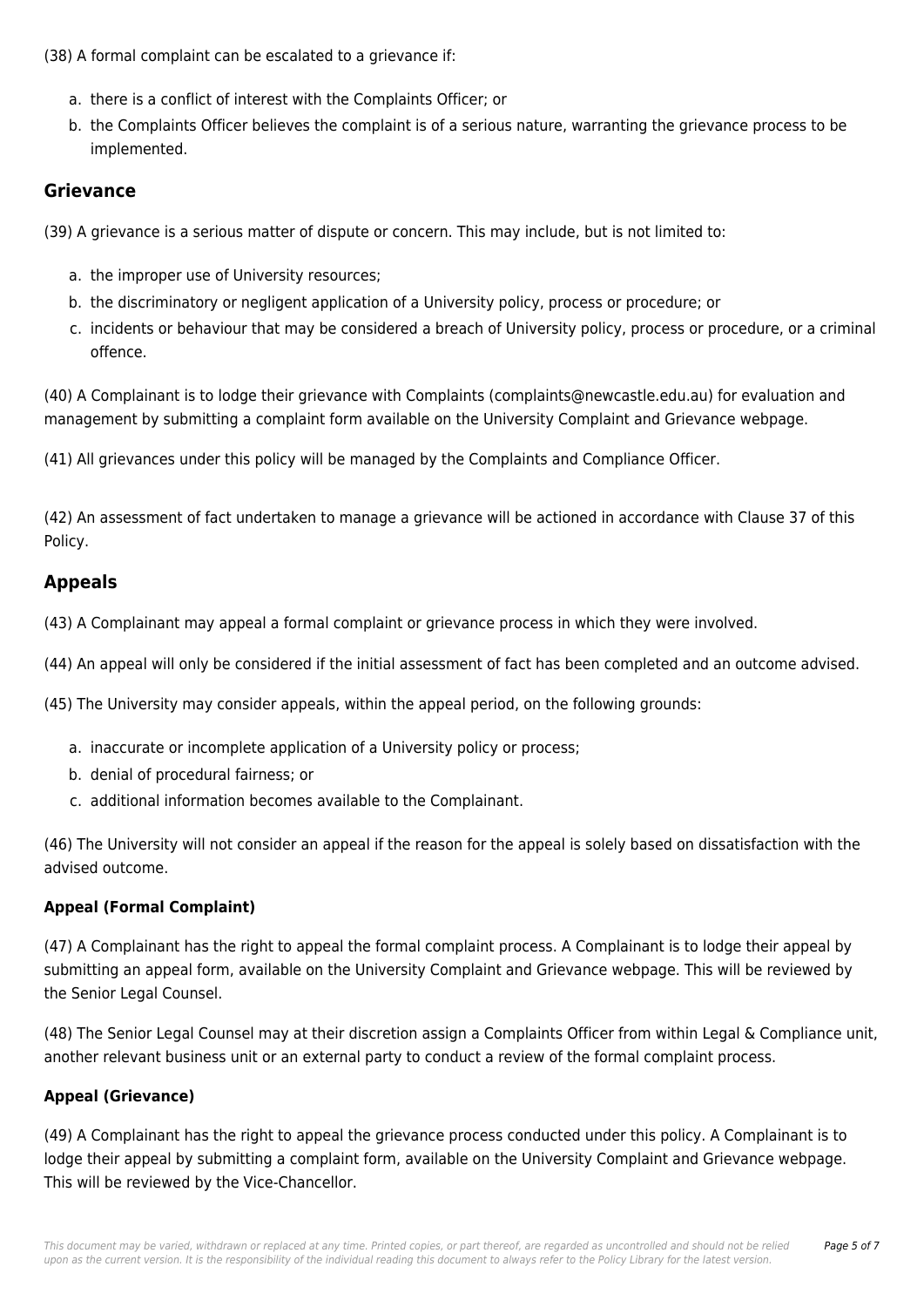(38) A formal complaint can be escalated to a grievance if:

a. there is a conflict of interest with the Complaints Officer; or
b. the Complaints Officer believes the complaint is of a serious nature, warranting the grievance process to be implemented.

## Grievance

(39) A grievance is a serious matter of dispute or concern. This may include, but is not limited to:

a. the improper use of University resources;
b. the discriminatory or negligent application of a University policy, process or procedure; or
c. incidents or behaviour that may be considered a breach of University policy, process or procedure, or a criminal offence.

(40) A Complainant is to lodge their grievance with Complaints (complaints@newcastle.edu.au) for evaluation and management by submitting a complaint form available on the University Complaint and Grievance webpage.

(41) All grievances under this policy will be managed by the Complaints and Compliance Officer.

(42) An assessment of fact undertaken to manage a grievance will be actioned in accordance with Clause 37 of this Policy.

## Appeals

(43) A Complainant may appeal a formal complaint or grievance process in which they were involved.

(44) An appeal will only be considered if the initial assessment of fact has been completed and an outcome advised.

(45) The University may consider appeals, within the appeal period, on the following grounds:

a. inaccurate or incomplete application of a University policy or process;
b. denial of procedural fairness; or
c. additional information becomes available to the Complainant.

(46) The University will not consider an appeal if the reason for the appeal is solely based on dissatisfaction with the advised outcome.

### Appeal (Formal Complaint)

(47) A Complainant has the right to appeal the formal complaint process. A Complainant is to lodge their appeal by submitting an appeal form, available on the University Complaint and Grievance webpage. This will be reviewed by the Senior Legal Counsel.

(48) The Senior Legal Counsel may at their discretion assign a Complaints Officer from within Legal & Compliance unit, another relevant business unit or an external party to conduct a review of the formal complaint process.

### Appeal (Grievance)

(49) A Complainant has the right to appeal the grievance process conducted under this policy. A Complainant is to lodge their appeal by submitting a complaint form, available on the University Complaint and Grievance webpage. This will be reviewed by the Vice-Chancellor.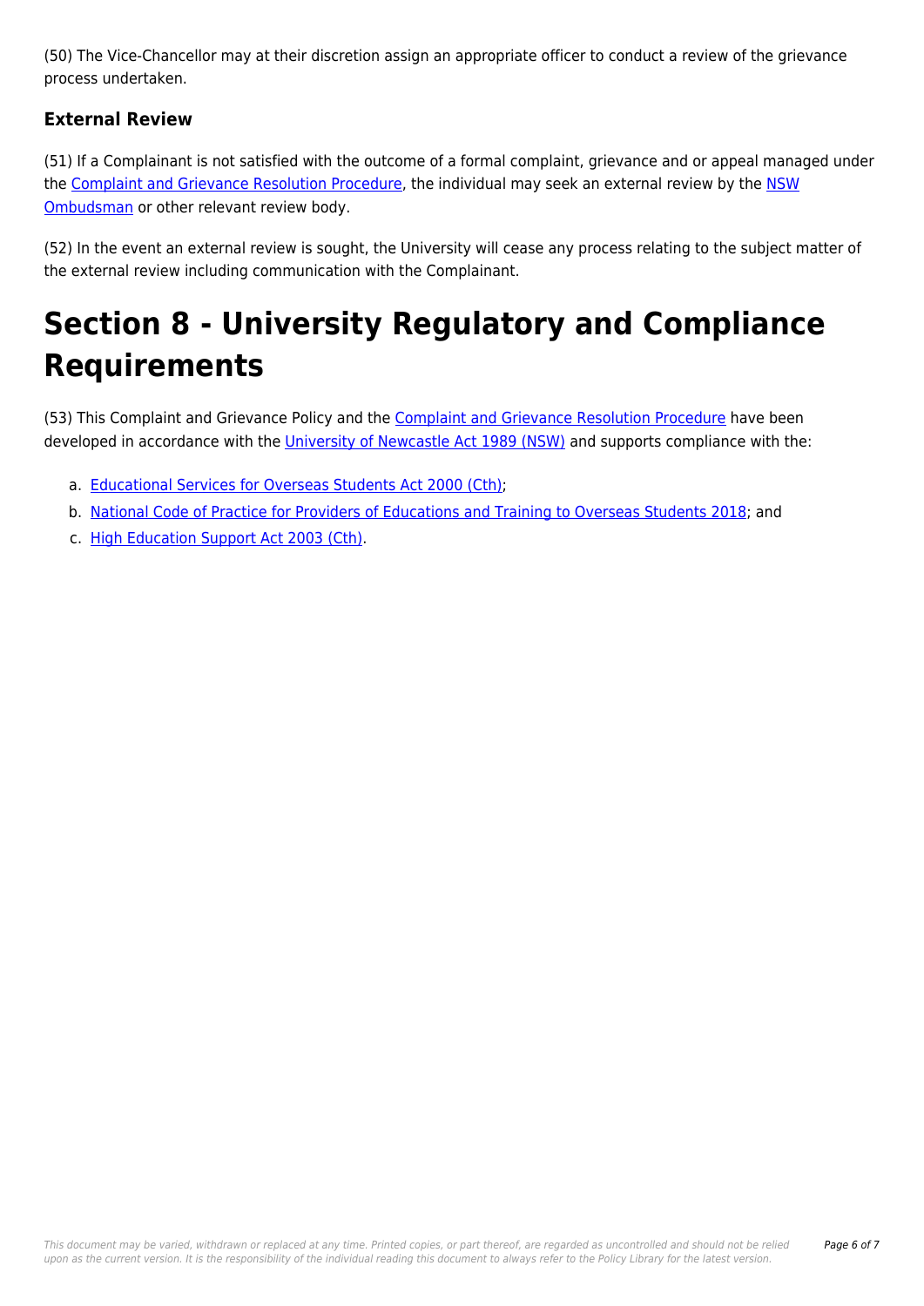(50) The Vice-Chancellor may at their discretion assign an appropriate officer to conduct a review of the grievance process undertaken.

### External Review

(51) If a Complainant is not satisfied with the outcome of a formal complaint, grievance and or appeal managed under the Complaint and Grievance Resolution Procedure, the individual may seek an external review by the NSW Ombudsman or other relevant review body.

(52) In the event an external review is sought, the University will cease any process relating to the subject matter of the external review including communication with the Complainant.

# Section 8 - University Regulatory and Compliance Requirements

(53) This Complaint and Grievance Policy and the Complaint and Grievance Resolution Procedure have been developed in accordance with the University of Newcastle Act 1989 (NSW) and supports compliance with the:

a. Educational Services for Overseas Students Act 2000 (Cth);
b. National Code of Practice for Providers of Educations and Training to Overseas Students 2018; and
c. High Education Support Act 2003 (Cth).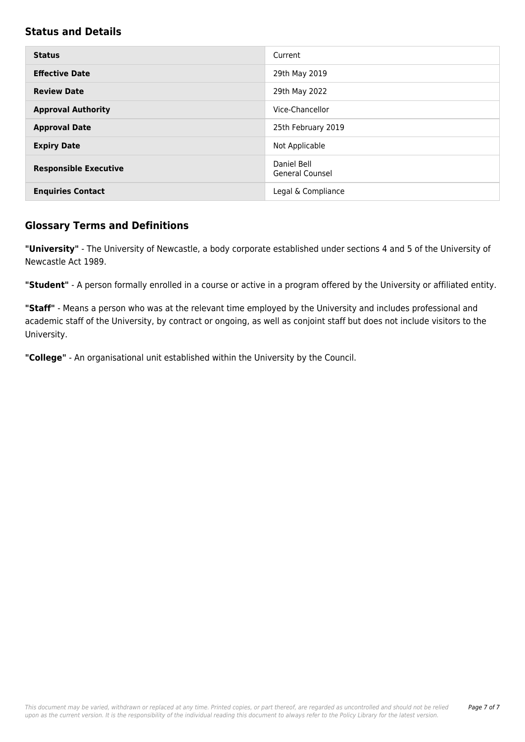## Status and Details

| | |
|---|---|
| **Status** | Current |
| **Effective Date** | 29th May 2019 |
| **Review Date** | 29th May 2022 |
| **Approval Authority** | Vice-Chancellor |
| **Approval Date** | 25th February 2019 |
| **Expiry Date** | Not Applicable |
| **Responsible Executive** | Daniel Bell<br>General Counsel |
| **Enquiries Contact** | Legal & Compliance |

## Glossary Terms and Definitions

**"University"** - The University of Newcastle, a body corporate established under sections 4 and 5 of the University of Newcastle Act 1989.

**"Student"** - A person formally enrolled in a course or active in a program offered by the University or affiliated entity.

**"Staff"** - Means a person who was at the relevant time employed by the University and includes professional and academic staff of the University, by contract or ongoing, as well as conjoint staff but does not include visitors to the University.

**"College"** - An organisational unit established within the University by the Council.

*This document may be varied, withdrawn or replaced at any time. Printed copies, or part thereof, are regarded as uncontrolled and should not be relied upon as the current version. It is the responsibility of the individual reading this document to always refer to the Policy Library for the latest version.*